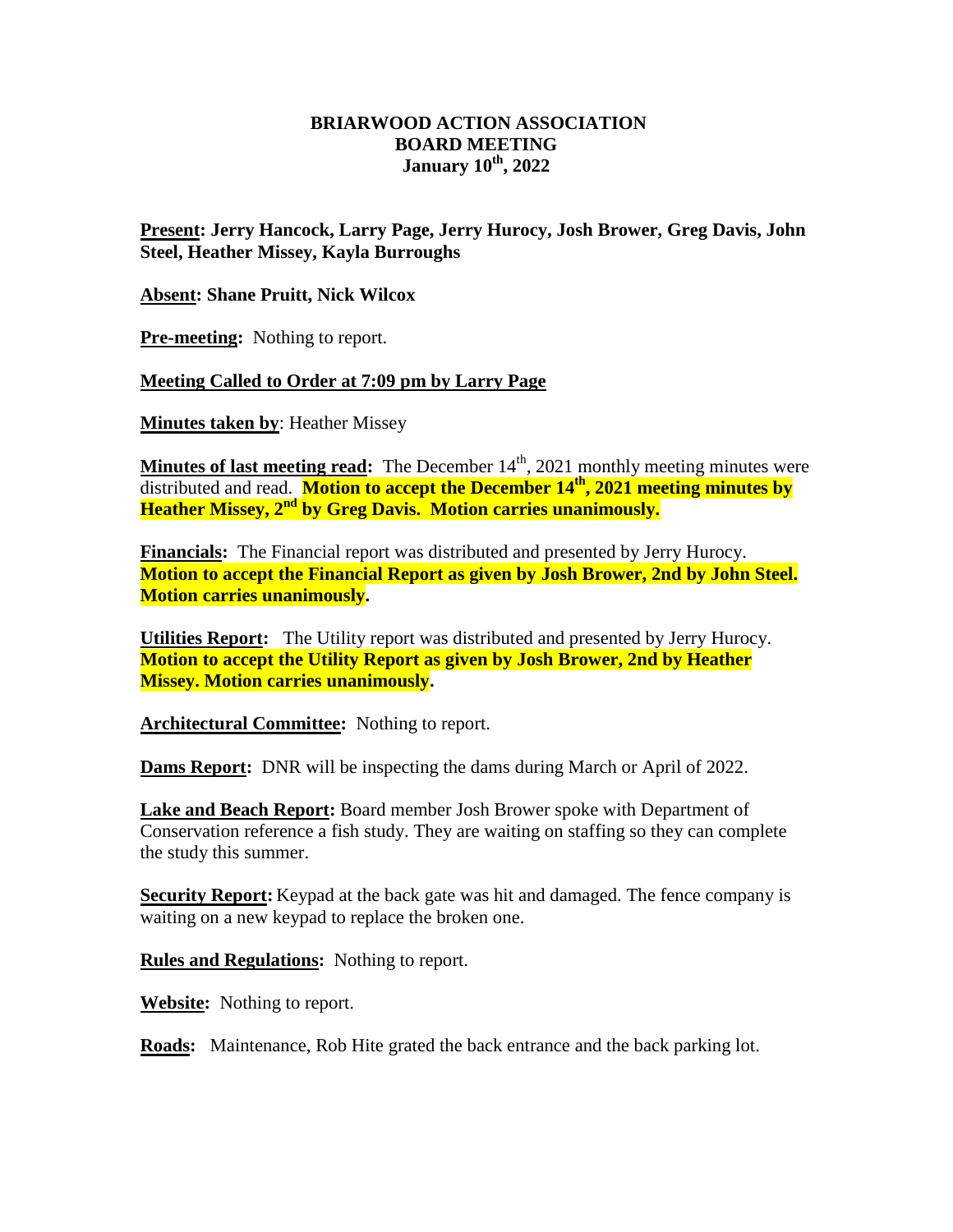# BRIARWOOD ACTION ASSOCIATION
## BOARD MEETING
### January 10th, 2022

**Present: Jerry Hancock, Larry Page, Jerry Hurocy, Josh Brower, Greg Davis, John Steel, Heather Missey, Kayla Burroughs**

**Absent: Shane Pruitt, Nick Wilcox**

**Pre-meeting:** Nothing to report.

**Meeting Called to Order at 7:09 pm by Larry Page**

**Minutes taken by**: Heather Missey

**Minutes of last meeting read:** The December 14th, 2021 monthly meeting minutes were distributed and read. **Motion to accept the December 14th, 2021 meeting minutes by Heather Missey, 2nd by Greg Davis. Motion carries unanimously.**

**Financials:** The Financial report was distributed and presented by Jerry Hurocy. **Motion to accept the Financial Report as given by Josh Brower, 2nd by John Steel. Motion carries unanimously.**

**Utilities Report:** The Utility report was distributed and presented by Jerry Hurocy. **Motion to accept the Utility Report as given by Josh Brower, 2nd by Heather Missey. Motion carries unanimously.**

**Architectural Committee:** Nothing to report.

**Dams Report:** DNR will be inspecting the dams during March or April of 2022.

**Lake and Beach Report:** Board member Josh Brower spoke with Department of Conservation reference a fish study. They are waiting on staffing so they can complete the study this summer.

**Security Report:** Keypad at the back gate was hit and damaged. The fence company is waiting on a new keypad to replace the broken one.

**Rules and Regulations:** Nothing to report.

**Website:** Nothing to report.

**Roads:** Maintenance, Rob Hite grated the back entrance and the back parking lot.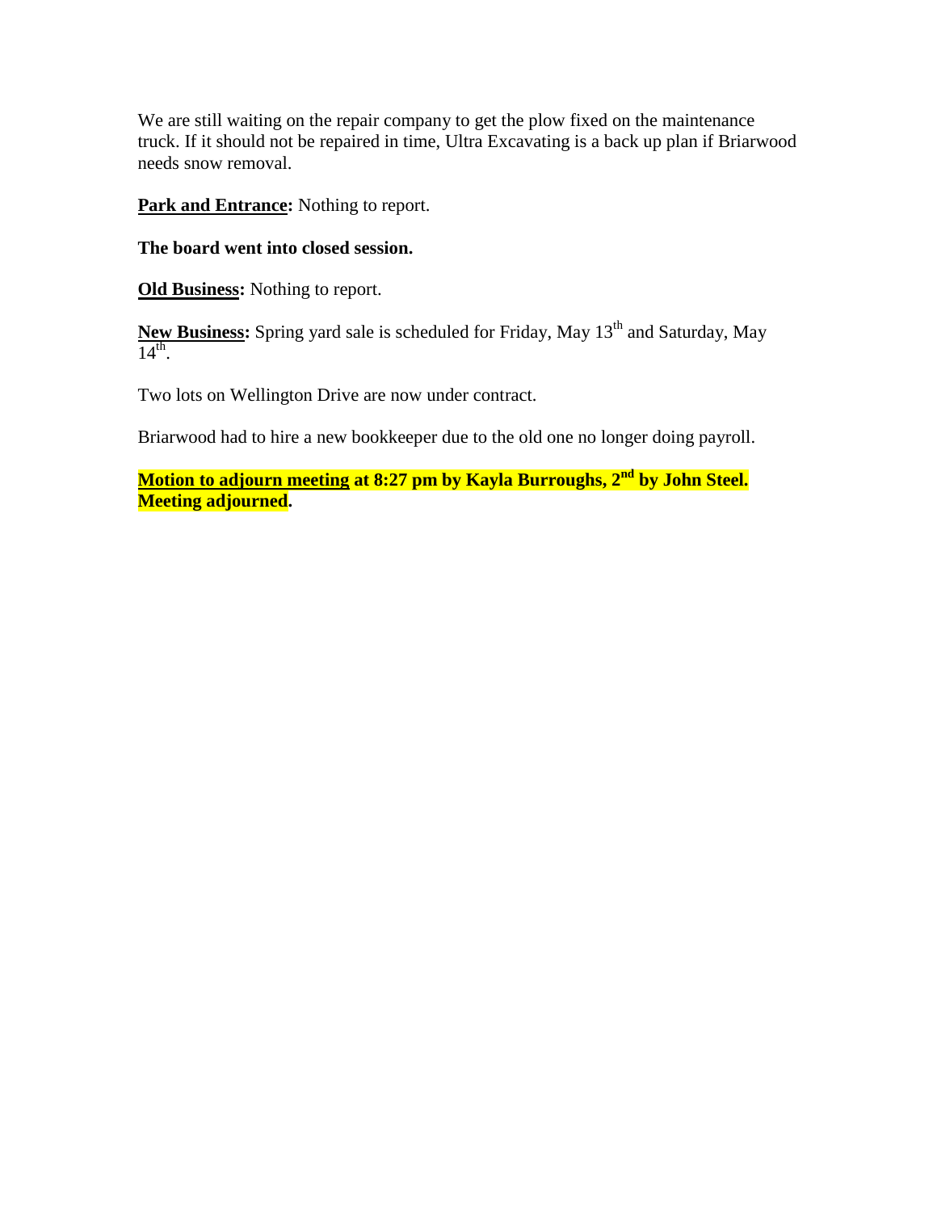We are still waiting on the repair company to get the plow fixed on the maintenance truck. If it should not be repaired in time, Ultra Excavating is a back up plan if Briarwood needs snow removal.

**Park and Entrance:** Nothing to report.

**The board went into closed session.**

**Old Business:** Nothing to report.

**New Business:** Spring yard sale is scheduled for Friday, May 13th and Saturday, May 14th.

Two lots on Wellington Drive are now under contract.

Briarwood had to hire a new bookkeeper due to the old one no longer doing payroll.

**Motion to adjourn meeting at 8:27 pm by Kayla Burroughs, 2nd by John Steel. Meeting adjourned.**